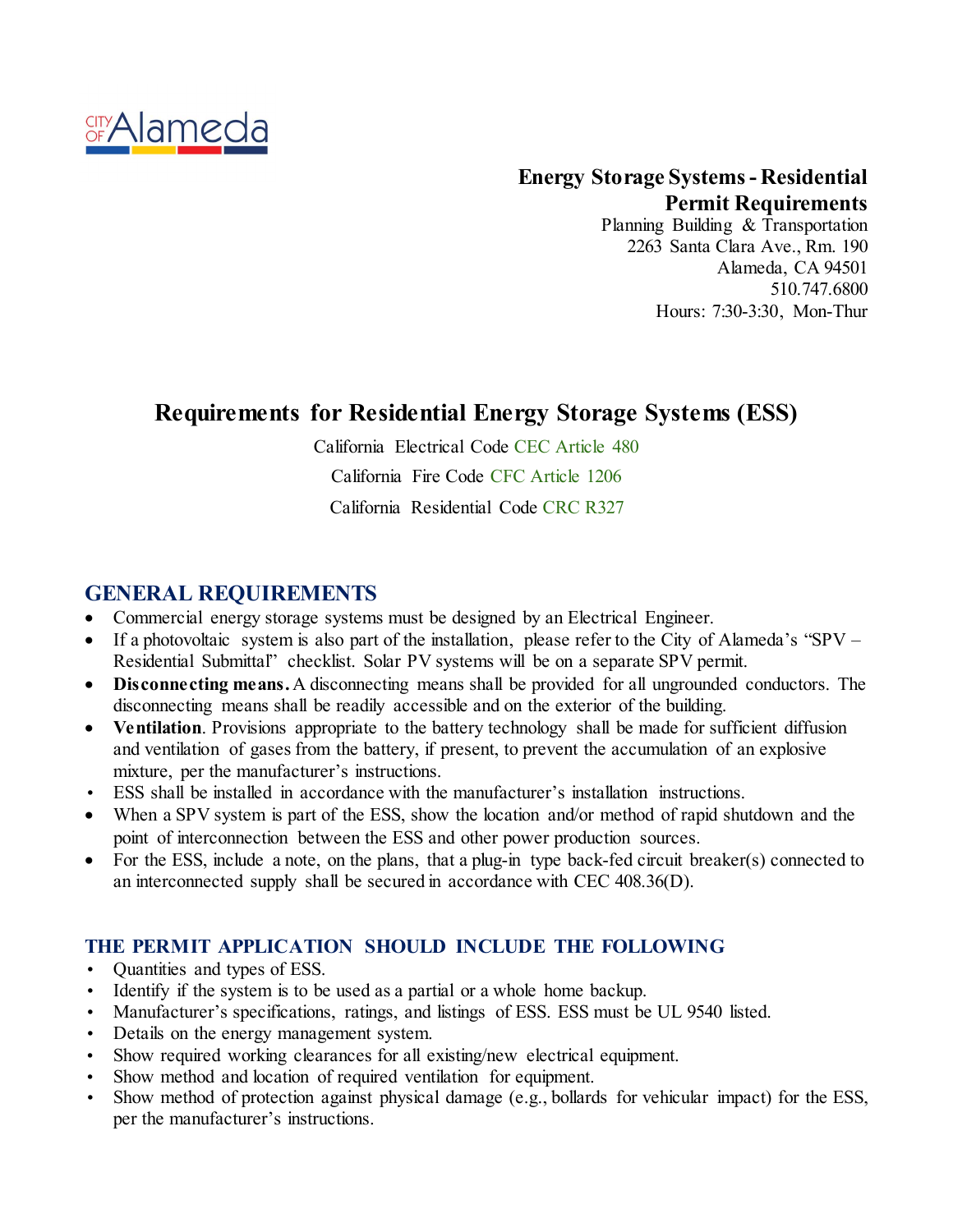CITY OF Alameda

**Energy Storage Systems - Residential Permit Requirements**

Planning Building & Transportation
2263 Santa Clara Ave., Rm. 190
Alameda, CA 94501
510.747.6800
Hours: 7:30-3:30, Mon-Thur

# Requirements for Residential Energy Storage Systems (ESS)

California Electrical Code CEC Article 480

California Fire Code CFC Article 1206

California Residential Code CRC R327

## GENERAL REQUIREMENTS

- Commercial energy storage systems must be designed by an Electrical Engineer.
- If a photovoltaic system is also part of the installation, please refer to the City of Alameda's "SPV – Residential Submittal" checklist. Solar PV systems will be on a separate SPV permit.
- **Disconnecting means.** A disconnecting means shall be provided for all ungrounded conductors. The disconnecting means shall be readily accessible and on the exterior of the building.
- **Ventilation**. Provisions appropriate to the battery technology shall be made for sufficient diffusion and ventilation of gases from the battery, if present, to prevent the accumulation of an explosive mixture, per the manufacturer's instructions.
- ESS shall be installed in accordance with the manufacturer's installation instructions.
- When a SPV system is part of the ESS, show the location and/or method of rapid shutdown and the point of interconnection between the ESS and other power production sources.
- For the ESS, include a note, on the plans, that a plug-in type back-fed circuit breaker(s) connected to an interconnected supply shall be secured in accordance with CEC 408.36(D).

### THE PERMIT APPLICATION SHOULD INCLUDE THE FOLLOWING

- Quantities and types of ESS.
- Identify if the system is to be used as a partial or a whole home backup.
- Manufacturer's specifications, ratings, and listings of ESS. ESS must be UL 9540 listed.
- Details on the energy management system.
- Show required working clearances for all existing/new electrical equipment.
- Show method and location of required ventilation for equipment.
- Show method of protection against physical damage (e.g., bollards for vehicular impact) for the ESS, per the manufacturer's instructions.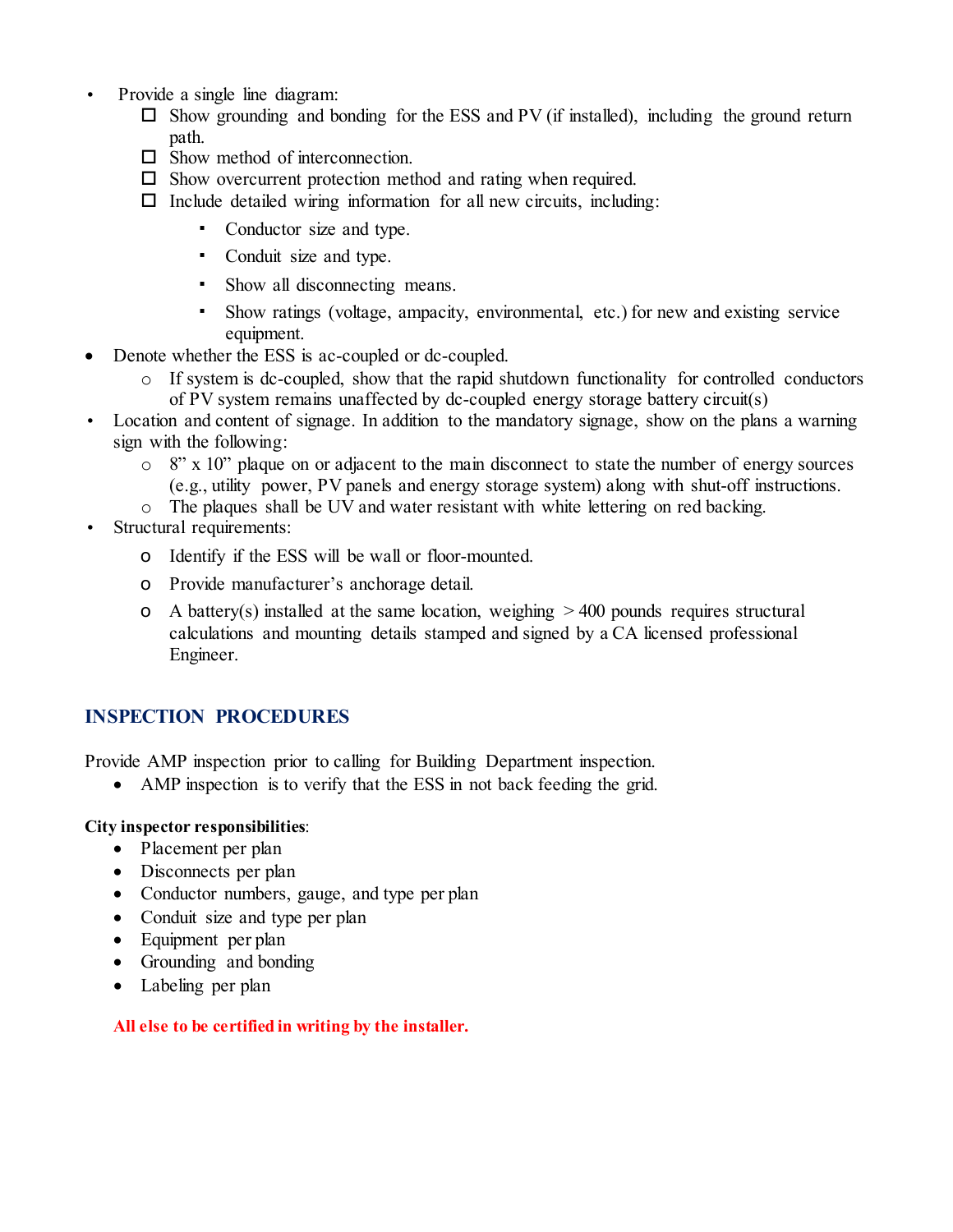- Provide a single line diagram:
  - ☐ Show grounding and bonding for the ESS and PV (if installed), including the ground return path.
  - ☐ Show method of interconnection.
  - ☐ Show overcurrent protection method and rating when required.
  - ☐ Include detailed wiring information for all new circuits, including:
    - Conductor size and type.
    - Conduit size and type.
    - Show all disconnecting means.
    - Show ratings (voltage, ampacity, environmental, etc.) for new and existing service equipment.
- Denote whether the ESS is ac-coupled or dc-coupled.
  - If system is dc-coupled, show that the rapid shutdown functionality for controlled conductors of PV system remains unaffected by dc-coupled energy storage battery circuit(s)
- Location and content of signage. In addition to the mandatory signage, show on the plans a warning sign with the following:
  - 8" x 10" plaque on or adjacent to the main disconnect to state the number of energy sources (e.g., utility power, PV panels and energy storage system) along with shut-off instructions.
  - The plaques shall be UV and water resistant with white lettering on red backing.
- Structural requirements:
  - Identify if the ESS will be wall or floor-mounted.
  - Provide manufacturer's anchorage detail.
  - A battery(s) installed at the same location, weighing > 400 pounds requires structural calculations and mounting details stamped and signed by a CA licensed professional Engineer.

## INSPECTION PROCEDURES

Provide AMP inspection prior to calling for Building Department inspection.

- AMP inspection is to verify that the ESS in not back feeding the grid.

**City inspector responsibilities**:

- Placement per plan
- Disconnects per plan
- Conductor numbers, gauge, and type per plan
- Conduit size and type per plan
- Equipment per plan
- Grounding and bonding
- Labeling per plan

**All else to be certified in writing by the installer.**